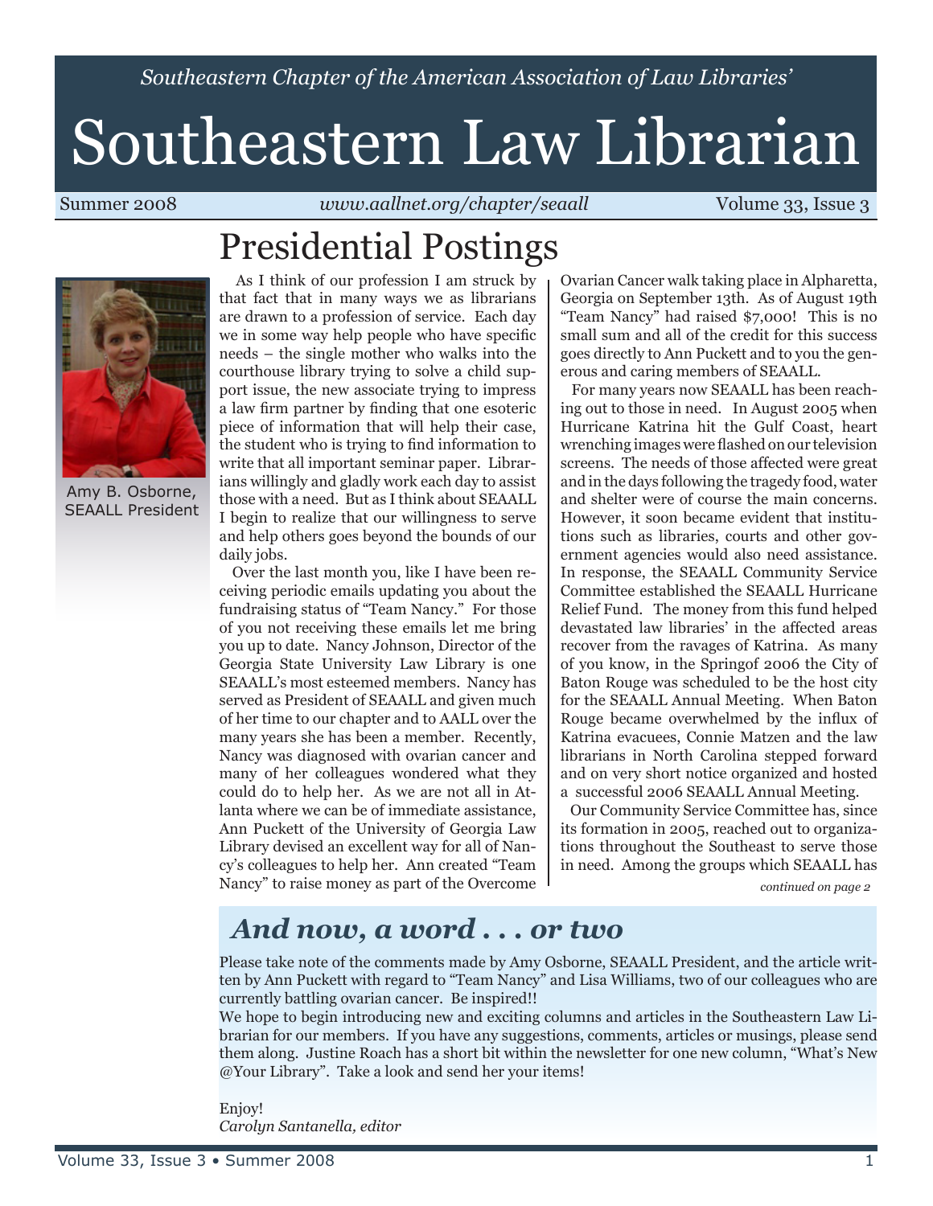*Southeastern Chapter of the American Association of Law Libraries'*

# Southeastern Law Librarian

Summer 2008 | *www.aallnet.org/chapter/seaall* | Volume 33, Issue 3

## Presidential Postings

Amy B. Osborne, SEAALL President

As I think of our profession I am struck by that fact that in many ways we as librarians are drawn to a profession of service. Each day we in some way help people who have specific needs – the single mother who walks into the courthouse library trying to solve a child support issue, the new associate trying to impress a law firm partner by finding that one esoteric piece of information that will help their case, the student who is trying to find information to write that all important seminar paper. Librarians willingly and gladly work each day to assist those with a need. But as I think about SEAALL I begin to realize that our willingness to serve and help others goes beyond the bounds of our daily jobs.

Over the last month you, like I have been receiving periodic emails updating you about the fundraising status of "Team Nancy." For those of you not receiving these emails let me bring you up to date. Nancy Johnson, Director of the Georgia State University Law Library is one SEAALL's most esteemed members. Nancy has served as President of SEAALL and given much of her time to our chapter and to AALL over the many years she has been a member. Recently, Nancy was diagnosed with ovarian cancer and many of her colleagues wondered what they could do to help her. As we are not all in Atlanta where we can be of immediate assistance, Ann Puckett of the University of Georgia Law Library devised an excellent way for all of Nancy's colleagues to help her. Ann created "Team Nancy" to raise money as part of the Overcome Ovarian Cancer walk taking place in Alpharetta, Georgia on September 13th. As of August 19th "Team Nancy" had raised $7,000! This is no small sum and all of the credit for this success goes directly to Ann Puckett and to you the generous and caring members of SEAALL.

For many years now SEAALL has been reaching out to those in need. In August 2005 when Hurricane Katrina hit the Gulf Coast, heart wrenching images were flashed on our television screens. The needs of those affected were great and in the days following the tragedy food, water and shelter were of course the main concerns. However, it soon became evident that institutions such as libraries, courts and other government agencies would also need assistance. In response, the SEAALL Community Service Committee established the SEAALL Hurricane Relief Fund. The money from this fund helped devastated law libraries' in the affected areas recover from the ravages of Katrina. As many of you know, in the Springof 2006 the City of Baton Rouge was scheduled to be the host city for the SEAALL Annual Meeting. When Baton Rouge became overwhelmed by the influx of Katrina evacuees, Connie Matzen and the law librarians in North Carolina stepped forward and on very short notice organized and hosted a successful 2006 SEAALL Annual Meeting.

Our Community Service Committee has, since its formation in 2005, reached out to organizations throughout the Southeast to serve those in need. Among the groups which SEAALL has

*continued on page 2*

## *And now, a word . . . or two*

Please take note of the comments made by Amy Osborne, SEAALL President, and the article written by Ann Puckett with regard to "Team Nancy" and Lisa Williams, two of our colleagues who are currently battling ovarian cancer. Be inspired!!

We hope to begin introducing new and exciting columns and articles in the Southeastern Law Librarian for our members. If you have any suggestions, comments, articles or musings, please send them along. Justine Roach has a short bit within the newsletter for one new column, "What's New @Your Library". Take a look and send her your items!

Enjoy!
*Carolyn Santanella, editor*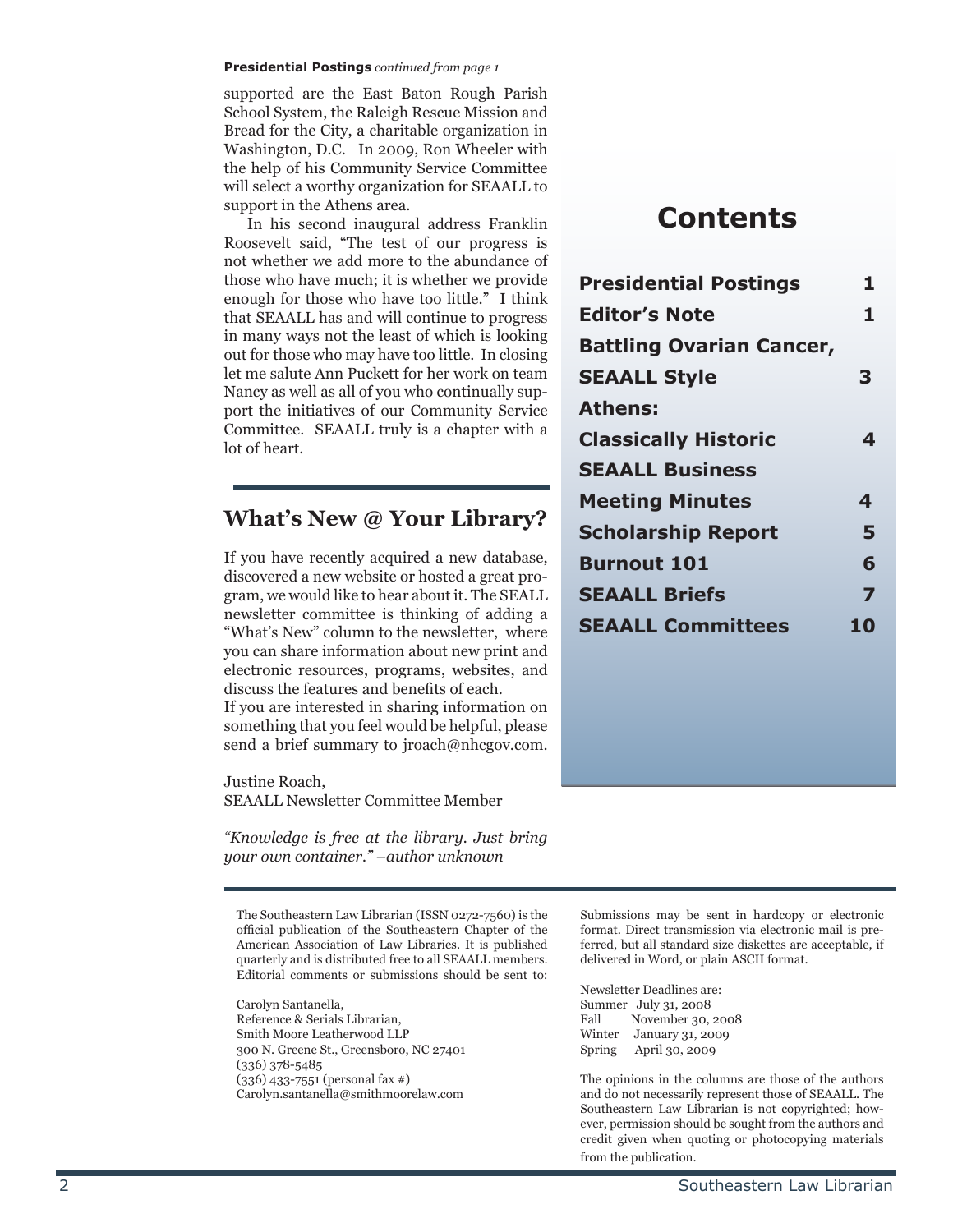**Presidential Postings** *continued from page 1*

supported are the East Baton Rough Parish School System, the Raleigh Rescue Mission and Bread for the City, a charitable organization in Washington, D.C. In 2009, Ron Wheeler with the help of his Community Service Committee will select a worthy organization for SEAALL to support in the Athens area.

In his second inaugural address Franklin Roosevelt said, "The test of our progress is not whether we add more to the abundance of those who have much; it is whether we provide enough for those who have too little." I think that SEAALL has and will continue to progress in many ways not the least of which is looking out for those who may have too little. In closing let me salute Ann Puckett for her work on team Nancy as well as all of you who continually support the initiatives of our Community Service Committee. SEAALL truly is a chapter with a lot of heart.

## What's New @ Your Library?

If you have recently acquired a new database, discovered a new website or hosted a great program, we would like to hear about it. The SEALL newsletter committee is thinking of adding a "What's New" column to the newsletter, where you can share information about new print and electronic resources, programs, websites, and discuss the features and benefits of each.
If you are interested in sharing information on something that you feel would be helpful, please send a brief summary to jroach@nhcgov.com.

Justine Roach,
SEAALL Newsletter Committee Member

*"Knowledge is free at the library. Just bring your own container." –author unknown*

## Contents

| | |
|---|---|
| **Presidential Postings** | **1** |
| **Editor's Note** | **1** |
| **Battling Ovarian Cancer, SEAALL Style** | **3** |
| **Athens: Classically Historic** | **4** |
| **SEAALL Business Meeting Minutes** | **4** |
| **Scholarship Report** | **5** |
| **Burnout 101** | **6** |
| **SEAALL Briefs** | **7** |
| **SEAALL Committees** | **10** |

The Southeastern Law Librarian (ISSN 0272-7560) is the official publication of the Southeastern Chapter of the American Association of Law Libraries. It is published quarterly and is distributed free to all SEAALL members. Editorial comments or submissions should be sent to:

Carolyn Santanella,
Reference & Serials Librarian,
Smith Moore Leatherwood LLP
300 N. Greene St., Greensboro, NC 27401
(336) 378-5485
(336) 433-7551 (personal fax #)
Carolyn.santanella@smithmoorelaw.com

Submissions may be sent in hardcopy or electronic format. Direct transmission via electronic mail is preferred, but all standard size diskettes are acceptable, if delivered in Word, or plain ASCII format.

Newsletter Deadlines are:
Summer July 31, 2008
Fall November 30, 2008
Winter January 31, 2009
Spring April 30, 2009

The opinions in the columns are those of the authors and do not necessarily represent those of SEAALL. The Southeastern Law Librarian is not copyrighted; however, permission should be sought from the authors and credit given when quoting or photocopying materials from the publication.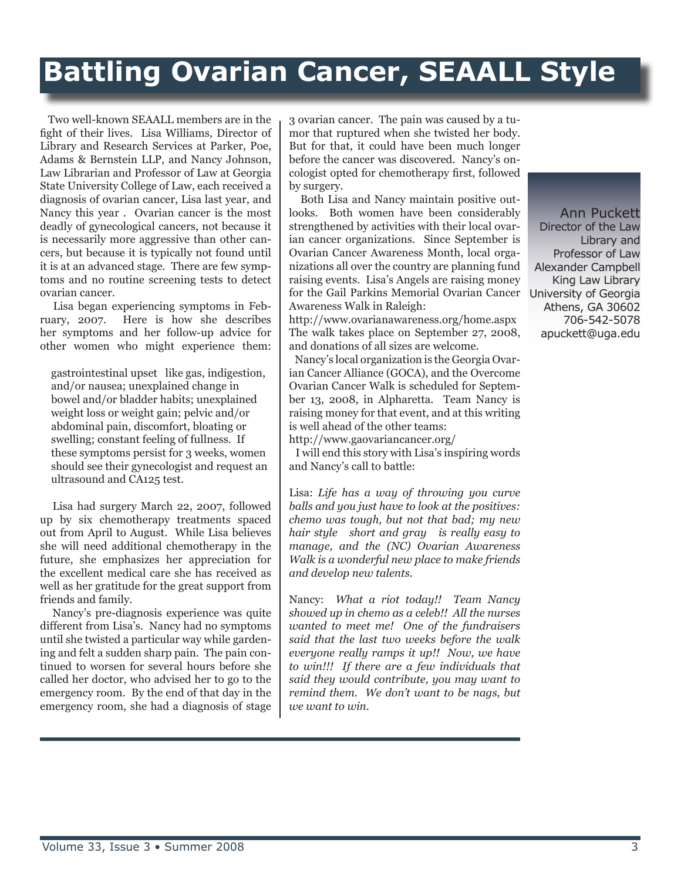# Battling Ovarian Cancer, SEAALL Style

Ann Puckett
Director of the Law Library and Professor of Law
Alexander Campbell King Law Library
University of Georgia
Athens, GA 30602
706-542-5078
apuckett@uga.edu

Two well-known SEAALL members are in the fight of their lives. Lisa Williams, Director of Library and Research Services at Parker, Poe, Adams & Bernstein LLP, and Nancy Johnson, Law Librarian and Professor of Law at Georgia State University College of Law, each received a diagnosis of ovarian cancer, Lisa last year, and Nancy this year . Ovarian cancer is the most deadly of gynecological cancers, not because it is necessarily more aggressive than other cancers, but because it is typically not found until it is at an advanced stage. There are few symptoms and no routine screening tests to detect ovarian cancer.

Lisa began experiencing symptoms in February, 2007. Here is how she describes her symptoms and her follow-up advice for other women who might experience them:

> gastrointestinal upset like gas, indigestion, and/or nausea; unexplained change in bowel and/or bladder habits; unexplained weight loss or weight gain; pelvic and/or abdominal pain, discomfort, bloating or swelling; constant feeling of fullness. If these symptoms persist for 3 weeks, women should see their gynecologist and request an ultrasound and CA125 test.

Lisa had surgery March 22, 2007, followed up by six chemotherapy treatments spaced out from April to August. While Lisa believes she will need additional chemotherapy in the future, she emphasizes her appreciation for the excellent medical care she has received as well as her gratitude for the great support from friends and family.

Nancy's pre-diagnosis experience was quite different from Lisa's. Nancy had no symptoms until she twisted a particular way while gardening and felt a sudden sharp pain. The pain continued to worsen for several hours before she called her doctor, who advised her to go to the emergency room. By the end of that day in the emergency room, she had a diagnosis of stage 3 ovarian cancer. The pain was caused by a tumor that ruptured when she twisted her body. But for that, it could have been much longer before the cancer was discovered. Nancy's oncologist opted for chemotherapy first, followed by surgery.

Both Lisa and Nancy maintain positive outlooks. Both women have been considerably strengthened by activities with their local ovarian cancer organizations. Since September is Ovarian Cancer Awareness Month, local organizations all over the country are planning fund raising events. Lisa's Angels are raising money for the Gail Parkins Memorial Ovarian Cancer Awareness Walk in Raleigh:
http://www.ovarianawareness.org/home.aspx
The walk takes place on September 27, 2008, and donations of all sizes are welcome.

Nancy's local organization is the Georgia Ovarian Cancer Alliance (GOCA), and the Overcome Ovarian Cancer Walk is scheduled for September 13, 2008, in Alpharetta. Team Nancy is raising money for that event, and at this writing is well ahead of the other teams:
http://www.gaovariancancer.org/

I will end this story with Lisa's inspiring words and Nancy's call to battle:

Lisa: *Life has a way of throwing you curve balls and you just have to look at the positives: chemo was tough, but not that bad; my new hair style short and gray is really easy to manage, and the (NC) Ovarian Awareness Walk is a wonderful new place to make friends and develop new talents.*

Nancy: *What a riot today!! Team Nancy showed up in chemo as a celeb!! All the nurses wanted to meet me! One of the fundraisers said that the last two weeks before the walk everyone really ramps it up!! Now, we have to win!!! If there are a few individuals that said they would contribute, you may want to remind them. We don't want to be nags, but we want to win.*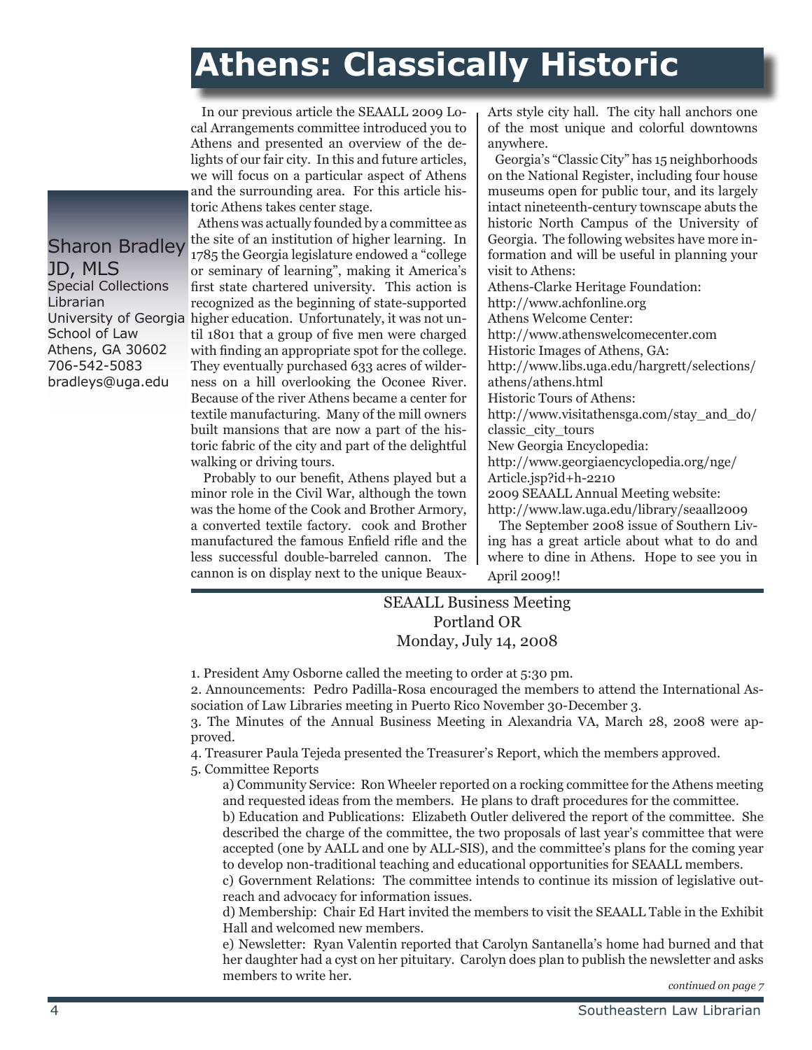# Athens: Classically Historic

Sharon Bradley JD, MLS
Special Collections Librarian
University of Georgia School of Law
Athens, GA 30602
706-542-5083
bradleys@uga.edu

In our previous article the SEAALL 2009 Local Arrangements committee introduced you to Athens and presented an overview of the delights of our fair city. In this and future articles, we will focus on a particular aspect of Athens and the surrounding area. For this article historic Athens takes center stage.

Athens was actually founded by a committee as the site of an institution of higher learning. In 1785 the Georgia legislature endowed a "college or seminary of learning", making it America's first state chartered university. This action is recognized as the beginning of state-supported higher education. Unfortunately, it was not until 1801 that a group of five men were charged with finding an appropriate spot for the college. They eventually purchased 633 acres of wilderness on a hill overlooking the Oconee River. Because of the river Athens became a center for textile manufacturing. Many of the mill owners built mansions that are now a part of the historic fabric of the city and part of the delightful walking or driving tours.

Probably to our benefit, Athens played but a minor role in the Civil War, although the town was the home of the Cook and Brother Armory, a converted textile factory. cook and Brother manufactured the famous Enfield rifle and the less successful double-barreled cannon. The cannon is on display next to the unique Beaux-Arts style city hall. The city hall anchors one of the most unique and colorful downtowns anywhere.

Georgia's "Classic City" has 15 neighborhoods on the National Register, including four house museums open for public tour, and its largely intact nineteenth-century townscape abuts the historic North Campus of the University of Georgia. The following websites have more information and will be useful in planning your visit to Athens:

Athens-Clarke Heritage Foundation:
http://www.achfonline.org
Athens Welcome Center:
http://www.athenswelcomecenter.com
Historic Images of Athens, GA:
http://www.libs.uga.edu/hargrett/selections/athens/athens.html
Historic Tours of Athens:
http://www.visitathensga.com/stay_and_do/classic_city_tours
New Georgia Encyclopedia:
http://www.georgiaencyclopedia.org/nge/Article.jsp?id+h-2210
2009 SEAALL Annual Meeting website:
http://www.law.uga.edu/library/seaall2009

The September 2008 issue of Southern Living has a great article about what to do and where to dine in Athens. Hope to see you in April 2009!!

---

SEAALL Business Meeting
Portland OR
Monday, July 14, 2008

1. President Amy Osborne called the meeting to order at 5:30 pm.
2. Announcements: Pedro Padilla-Rosa encouraged the members to attend the International Association of Law Libraries meeting in Puerto Rico November 30-December 3.
3. The Minutes of the Annual Business Meeting in Alexandria VA, March 28, 2008 were approved.
4. Treasurer Paula Tejeda presented the Treasurer's Report, which the members approved.
5. Committee Reports
   a) Community Service: Ron Wheeler reported on a rocking committee for the Athens meeting and requested ideas from the members. He plans to draft procedures for the committee.
   b) Education and Publications: Elizabeth Outler delivered the report of the committee. She described the charge of the committee, the two proposals of last year's committee that were accepted (one by AALL and one by ALL-SIS), and the committee's plans for the coming year to develop non-traditional teaching and educational opportunities for SEAALL members.
   c) Government Relations: The committee intends to continue its mission of legislative outreach and advocacy for information issues.
   d) Membership: Chair Ed Hart invited the members to visit the SEAALL Table in the Exhibit Hall and welcomed new members.
   e) Newsletter: Ryan Valentin reported that Carolyn Santanella's home had burned and that her daughter had a cyst on her pituitary. Carolyn does plan to publish the newsletter and asks members to write her.

*continued on page 7*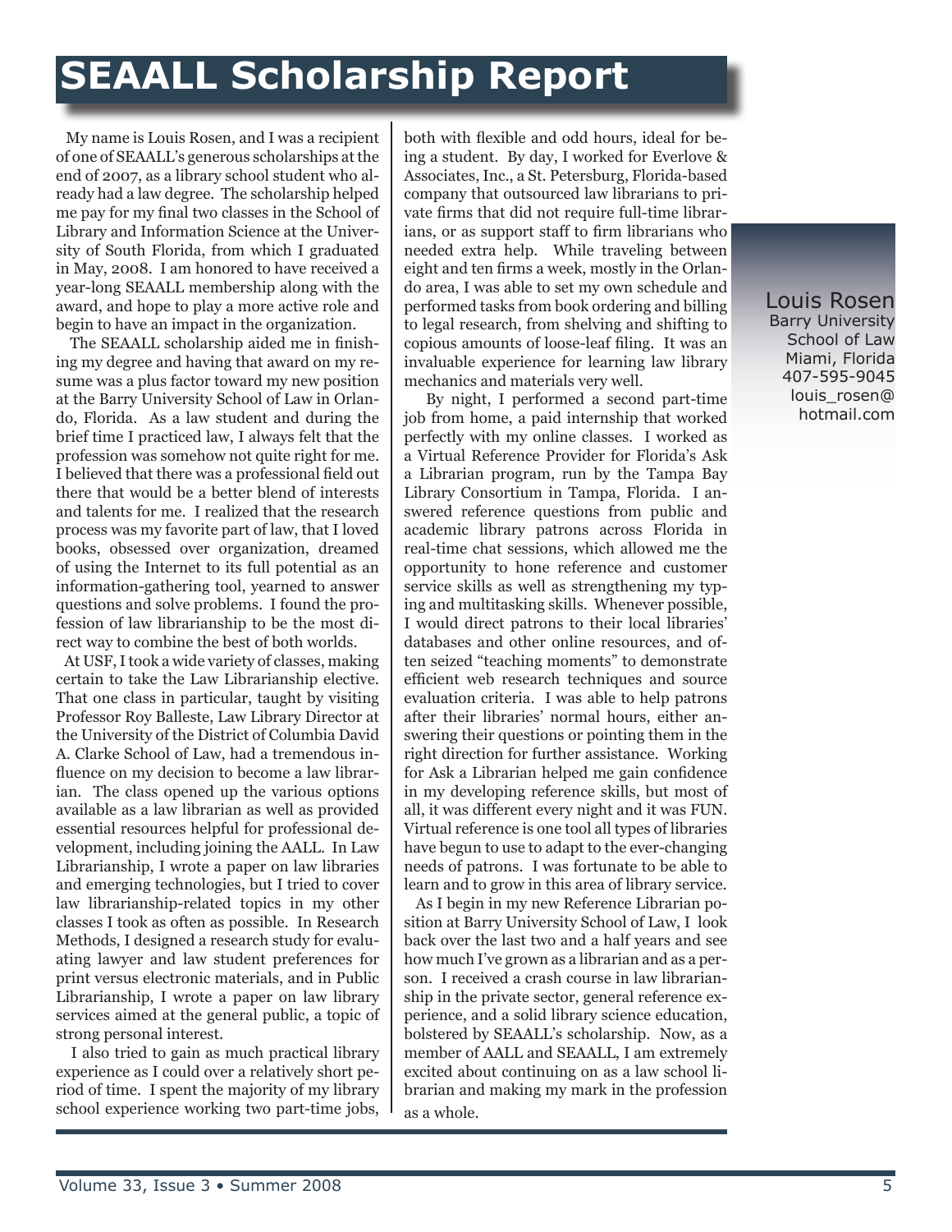# SEAALL Scholarship Report

Louis Rosen
Barry University
School of Law
Miami, Florida
407-595-9045
louis_rosen@
hotmail.com

My name is Louis Rosen, and I was a recipient of one of SEAALL's generous scholarships at the end of 2007, as a library school student who already had a law degree. The scholarship helped me pay for my final two classes in the School of Library and Information Science at the University of South Florida, from which I graduated in May, 2008. I am honored to have received a year-long SEAALL membership along with the award, and hope to play a more active role and begin to have an impact in the organization.

The SEAALL scholarship aided me in finishing my degree and having that award on my resume was a plus factor toward my new position at the Barry University School of Law in Orlando, Florida. As a law student and during the brief time I practiced law, I always felt that the profession was somehow not quite right for me. I believed that there was a professional field out there that would be a better blend of interests and talents for me. I realized that the research process was my favorite part of law, that I loved books, obsessed over organization, dreamed of using the Internet to its full potential as an information-gathering tool, yearned to answer questions and solve problems. I found the profession of law librarianship to be the most direct way to combine the best of both worlds.

At USF, I took a wide variety of classes, making certain to take the Law Librarianship elective. That one class in particular, taught by visiting Professor Roy Balleste, Law Library Director at the University of the District of Columbia David A. Clarke School of Law, had a tremendous influence on my decision to become a law librarian. The class opened up the various options available as a law librarian as well as provided essential resources helpful for professional development, including joining the AALL. In Law Librarianship, I wrote a paper on law libraries and emerging technologies, but I tried to cover law librarianship-related topics in my other classes I took as often as possible. In Research Methods, I designed a research study for evaluating lawyer and law student preferences for print versus electronic materials, and in Public Librarianship, I wrote a paper on law library services aimed at the general public, a topic of strong personal interest.

I also tried to gain as much practical library experience as I could over a relatively short period of time. I spent the majority of my library school experience working two part-time jobs, both with flexible and odd hours, ideal for being a student. By day, I worked for Everlove & Associates, Inc., a St. Petersburg, Florida-based company that outsourced law librarians to private firms that did not require full-time librarians, or as support staff to firm librarians who needed extra help. While traveling between eight and ten firms a week, mostly in the Orlando area, I was able to set my own schedule and performed tasks from book ordering and billing to legal research, from shelving and shifting to copious amounts of loose-leaf filing. It was an invaluable experience for learning law library mechanics and materials very well.

By night, I performed a second part-time job from home, a paid internship that worked perfectly with my online classes. I worked as a Virtual Reference Provider for Florida's Ask a Librarian program, run by the Tampa Bay Library Consortium in Tampa, Florida. I answered reference questions from public and academic library patrons across Florida in real-time chat sessions, which allowed me the opportunity to hone reference and customer service skills as well as strengthening my typing and multitasking skills. Whenever possible, I would direct patrons to their local libraries' databases and other online resources, and often seized "teaching moments" to demonstrate efficient web research techniques and source evaluation criteria. I was able to help patrons after their libraries' normal hours, either answering their questions or pointing them in the right direction for further assistance. Working for Ask a Librarian helped me gain confidence in my developing reference skills, but most of all, it was different every night and it was FUN. Virtual reference is one tool all types of libraries have begun to use to adapt to the ever-changing needs of patrons. I was fortunate to be able to learn and to grow in this area of library service.

As I begin in my new Reference Librarian position at Barry University School of Law, I look back over the last two and a half years and see how much I've grown as a librarian and as a person. I received a crash course in law librarianship in the private sector, general reference experience, and a solid library science education, bolstered by SEAALL's scholarship. Now, as a member of AALL and SEAALL, I am extremely excited about continuing on as a law school librarian and making my mark in the profession as a whole.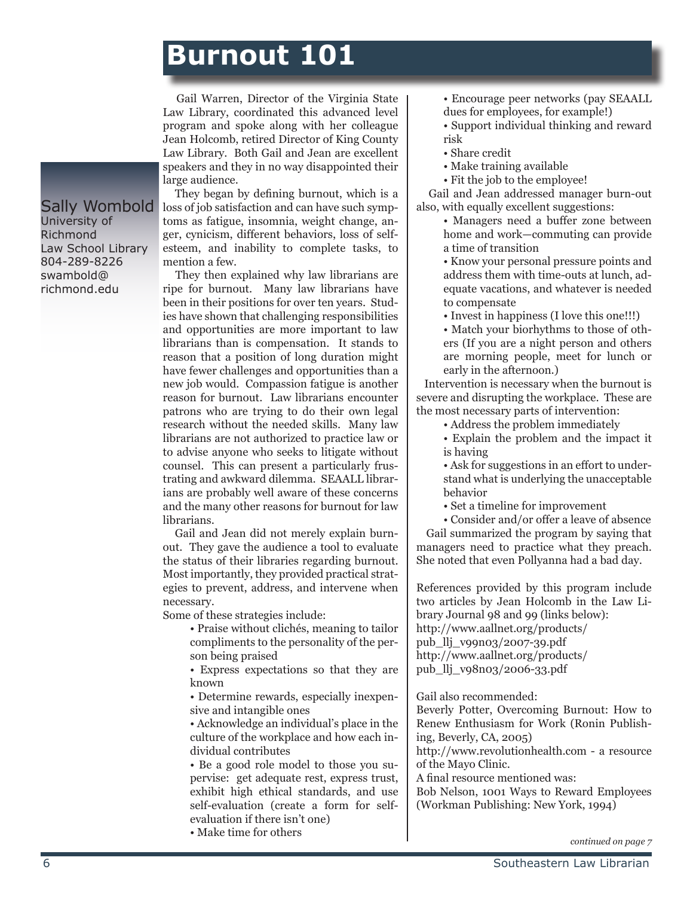# Burnout 101

**Sally Wombold**
University of Richmond Law School Library
804-289-8226
swambold@richmond.edu

Gail Warren, Director of the Virginia State Law Library, coordinated this advanced level program and spoke along with her colleague Jean Holcomb, retired Director of King County Law Library. Both Gail and Jean are excellent speakers and they in no way disappointed their large audience.

They began by defining burnout, which is a loss of job satisfaction and can have such symptoms as fatigue, insomnia, weight change, anger, cynicism, different behaviors, loss of self-esteem, and inability to complete tasks, to mention a few.

They then explained why law librarians are ripe for burnout. Many law librarians have been in their positions for over ten years. Studies have shown that challenging responsibilities and opportunities are more important to law librarians than is compensation. It stands to reason that a position of long duration might have fewer challenges and opportunities than a new job would. Compassion fatigue is another reason for burnout. Law librarians encounter patrons who are trying to do their own legal research without the needed skills. Many law librarians are not authorized to practice law or to advise anyone who seeks to litigate without counsel. This can present a particularly frustrating and awkward dilemma. SEAALL librarians are probably well aware of these concerns and the many other reasons for burnout for law librarians.

Gail and Jean did not merely explain burnout. They gave the audience a tool to evaluate the status of their libraries regarding burnout. Most importantly, they provided practical strategies to prevent, address, and intervene when necessary.

Some of these strategies include:

- Praise without clichés, meaning to tailor compliments to the personality of the person being praised
- Express expectations so that they are known
- Determine rewards, especially inexpensive and intangible ones
- Acknowledge an individual's place in the culture of the workplace and how each individual contributes
- Be a good role model to those you supervise: get adequate rest, express trust, exhibit high ethical standards, and use self-evaluation (create a form for self-evaluation if there isn't one)
- Make time for others
- Encourage peer networks (pay SEAALL dues for employees, for example!)
- Support individual thinking and reward risk
- Share credit
- Make training available
- Fit the job to the employee!

Gail and Jean addressed manager burn-out also, with equally excellent suggestions:

- Managers need a buffer zone between home and work—commuting can provide a time of transition
- Know your personal pressure points and address them with time-outs at lunch, adequate vacations, and whatever is needed to compensate
- Invest in happiness (I love this one!!!)
- Match your biorhythms to those of others (If you are a night person and others are morning people, meet for lunch or early in the afternoon.)

Intervention is necessary when the burnout is severe and disrupting the workplace. These are the most necessary parts of intervention:

- Address the problem immediately
- Explain the problem and the impact it is having
- Ask for suggestions in an effort to understand what is underlying the unacceptable behavior
- Set a timeline for improvement
- Consider and/or offer a leave of absence

Gail summarized the program by saying that managers need to practice what they preach. She noted that even Pollyanna had a bad day.

References provided by this program include two articles by Jean Holcomb in the Law Library Journal 98 and 99 (links below):
http://www.aallnet.org/products/pub_llj_v99n03/2007-39.pdf
http://www.aallnet.org/products/pub_llj_v98n03/2006-33.pdf

Gail also recommended:
Beverly Potter, Overcoming Burnout: How to Renew Enthusiasm for Work (Ronin Publishing, Beverly, CA, 2005)
http://www.revolutionhealth.com - a resource of the Mayo Clinic.
A final resource mentioned was:
Bob Nelson, 1001 Ways to Reward Employees (Workman Publishing: New York, 1994)

*continued on page 7*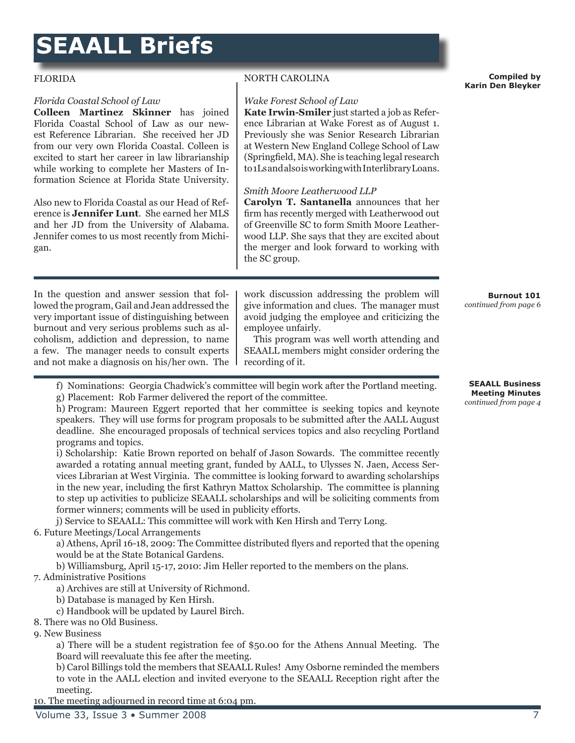# SEAALL Briefs

**Compiled by Karin Den Bleyker**

FLORIDA

*Florida Coastal School of Law*

**Colleen Martinez Skinner** has joined Florida Coastal School of Law as our newest Reference Librarian. She received her JD from our very own Florida Coastal. Colleen is excited to start her career in law librarianship while working to complete her Masters of Information Science at Florida State University.

Also new to Florida Coastal as our Head of Reference is **Jennifer Lunt**. She earned her MLS and her JD from the University of Alabama. Jennifer comes to us most recently from Michigan.

NORTH CAROLINA

*Wake Forest School of Law*

**Kate Irwin-Smiler** just started a job as Reference Librarian at Wake Forest as of August 1. Previously she was Senior Research Librarian at Western New England College School of Law (Springfield, MA). She is teaching legal research to 1Ls and also is working with Interlibrary Loans.

*Smith Moore Leatherwood LLP*

**Carolyn T. Santanella** announces that her firm has recently merged with Leatherwood out of Greenville SC to form Smith Moore Leatherwood LLP. She says that they are excited about the merger and look forward to working with the SC group.

---

**Burnout 101**
*continued from page 6*

In the question and answer session that followed the program, Gail and Jean addressed the very important issue of distinguishing between burnout and very serious problems such as alcoholism, addiction and depression, to name a few. The manager needs to consult experts and not make a diagnosis on his/her own. The work discussion addressing the problem will give information and clues. The manager must avoid judging the employee and criticizing the employee unfairly.

This program was well worth attending and SEAALL members might consider ordering the recording of it.

---

**SEAALL Business Meeting Minutes**
*continued from page 4*

f) Nominations: Georgia Chadwick's committee will begin work after the Portland meeting.

g) Placement: Rob Farmer delivered the report of the committee.

h) Program: Maureen Eggert reported that her committee is seeking topics and keynote speakers. They will use forms for program proposals to be submitted after the AALL August deadline. She encouraged proposals of technical services topics and also recycling Portland programs and topics.

i) Scholarship: Katie Brown reported on behalf of Jason Sowards. The committee recently awarded a rotating annual meeting grant, funded by AALL, to Ulysses N. Jaen, Access Services Librarian at West Virginia. The committee is looking forward to awarding scholarships in the new year, including the first Kathryn Mattox Scholarship. The committee is planning to step up activities to publicize SEAALL scholarships and will be soliciting comments from former winners; comments will be used in publicity efforts.

j) Service to SEAALL: This committee will work with Ken Hirsh and Terry Long.

6. Future Meetings/Local Arrangements
   - a) Athens, April 16-18, 2009: The Committee distributed flyers and reported that the opening would be at the State Botanical Gardens.
   - b) Williamsburg, April 15-17, 2010: Jim Heller reported to the members on the plans.
7. Administrative Positions
   - a) Archives are still at University of Richmond.
   - b) Database is managed by Ken Hirsh.
   - c) Handbook will be updated by Laurel Birch.
8. There was no Old Business.
9. New Business
   - a) There will be a student registration fee of $50.00 for the Athens Annual Meeting. The Board will reevaluate this fee after the meeting.
   - b) Carol Billings told the members that SEAALL Rules! Amy Osborne reminded the members to vote in the AALL election and invited everyone to the SEAALL Reception right after the meeting.
10. The meeting adjourned in record time at 6:04 pm.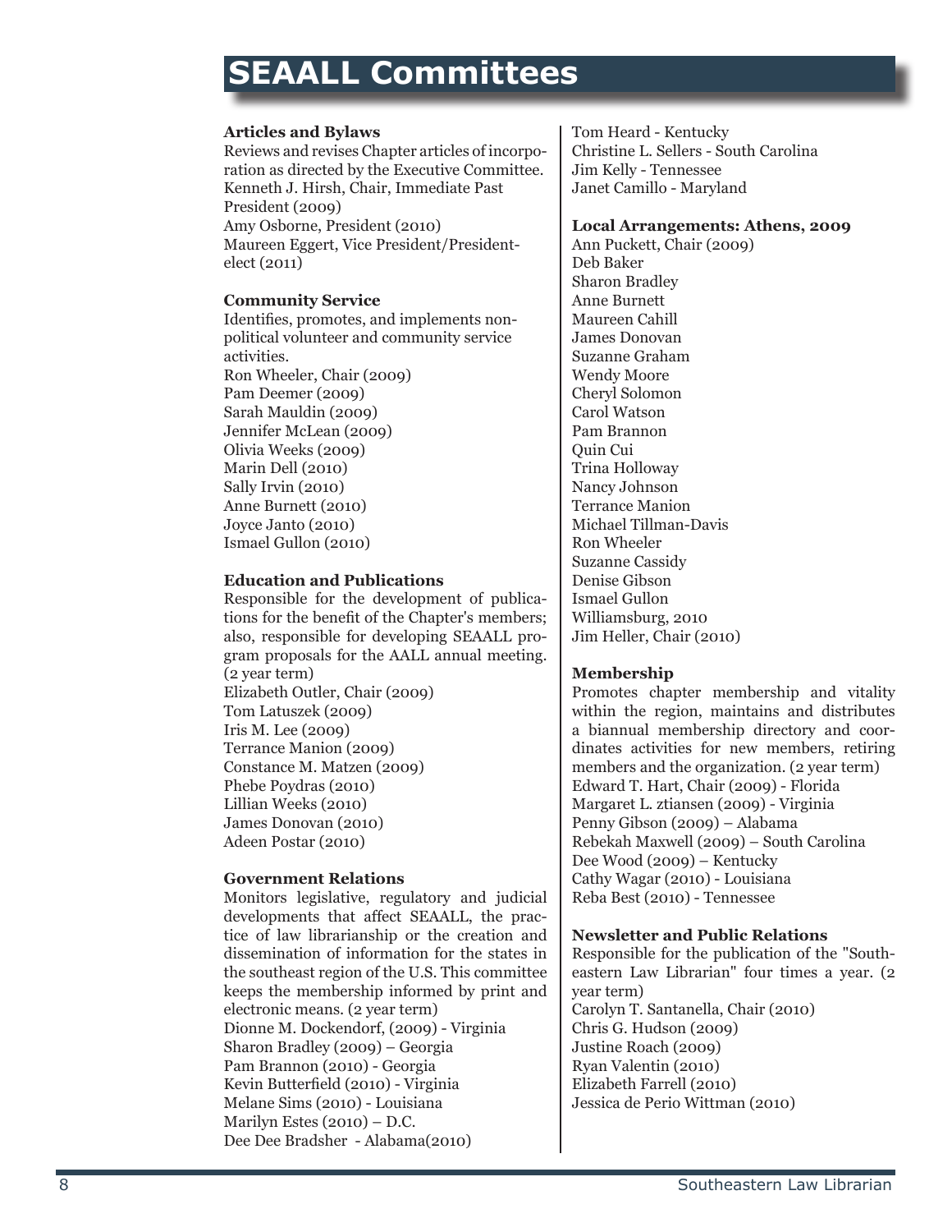# SEAALL Committees

**Articles and Bylaws**

Reviews and revises Chapter articles of incorporation as directed by the Executive Committee.

Kenneth J. Hirsh, Chair, Immediate Past President (2009)
Amy Osborne, President (2010)
Maureen Eggert, Vice President/President-elect (2011)

**Community Service**

Identifies, promotes, and implements non-political volunteer and community service activities.

Ron Wheeler, Chair (2009)
Pam Deemer (2009)
Sarah Mauldin (2009)
Jennifer McLean (2009)
Olivia Weeks (2009)
Marin Dell (2010)
Sally Irvin (2010)
Anne Burnett (2010)
Joyce Janto (2010)
Ismael Gullon (2010)

**Education and Publications**

Responsible for the development of publications for the benefit of the Chapter's members; also, responsible for developing SEAALL program proposals for the AALL annual meeting. (2 year term)

Elizabeth Outler, Chair (2009)
Tom Latuszek (2009)
Iris M. Lee (2009)
Terrance Manion (2009)
Constance M. Matzen (2009)
Phebe Poydras (2010)
Lillian Weeks (2010)
James Donovan (2010)
Adeen Postar (2010)

**Government Relations**

Monitors legislative, regulatory and judicial developments that affect SEAALL, the practice of law librarianship or the creation and dissemination of information for the states in the southeast region of the U.S. This committee keeps the membership informed by print and electronic means. (2 year term)

Dionne M. Dockendorf, (2009) - Virginia
Sharon Bradley (2009) – Georgia
Pam Brannon (2010) - Georgia
Kevin Butterfield (2010) - Virginia
Melane Sims (2010) - Louisiana
Marilyn Estes (2010) – D.C.
Dee Dee Bradsher - Alabama(2010)
Tom Heard - Kentucky
Christine L. Sellers - South Carolina
Jim Kelly - Tennessee
Janet Camillo - Maryland

**Local Arrangements: Athens, 2009**

Ann Puckett, Chair (2009)
Deb Baker
Sharon Bradley
Anne Burnett
Maureen Cahill
James Donovan
Suzanne Graham
Wendy Moore
Cheryl Solomon
Carol Watson
Pam Brannon
Quin Cui
Trina Holloway
Nancy Johnson
Terrance Manion
Michael Tillman-Davis
Ron Wheeler
Suzanne Cassidy
Denise Gibson
Ismael Gullon
Williamsburg, 2010
Jim Heller, Chair (2010)

**Membership**

Promotes chapter membership and vitality within the region, maintains and distributes a biannual membership directory and coordinates activities for new members, retiring members and the organization. (2 year term)

Edward T. Hart, Chair (2009) - Florida
Margaret L. ztiansen (2009) - Virginia
Penny Gibson (2009) – Alabama
Rebekah Maxwell (2009) – South Carolina
Dee Wood (2009) – Kentucky
Cathy Wagar (2010) - Louisiana
Reba Best (2010) - Tennessee

**Newsletter and Public Relations**

Responsible for the publication of the "Southeastern Law Librarian" four times a year. (2 year term)

Carolyn T. Santanella, Chair (2010)
Chris G. Hudson (2009)
Justine Roach (2009)
Ryan Valentin (2010)
Elizabeth Farrell (2010)
Jessica de Perio Wittman (2010)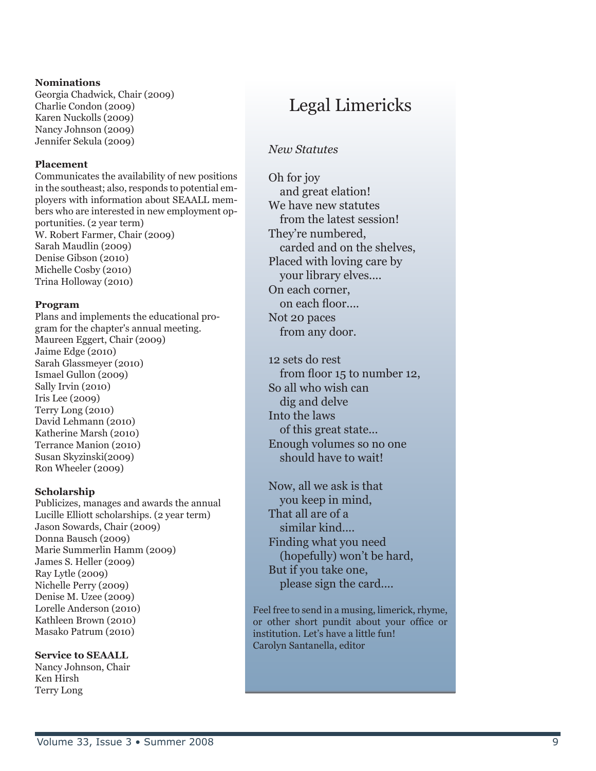**Nominations**

Georgia Chadwick, Chair (2009)
Charlie Condon (2009)
Karen Nuckolls (2009)
Nancy Johnson (2009)
Jennifer Sekula (2009)

**Placement**

Communicates the availability of new positions in the southeast; also, responds to potential employers with information about SEAALL members who are interested in new employment opportunities. (2 year term)
W. Robert Farmer, Chair (2009)
Sarah Maudlin (2009)
Denise Gibson (2010)
Michelle Cosby (2010)
Trina Holloway (2010)

**Program**

Plans and implements the educational program for the chapter's annual meeting.
Maureen Eggert, Chair (2009)
Jaime Edge (2010)
Sarah Glassmeyer (2010)
Ismael Gullon (2009)
Sally Irvin (2010)
Iris Lee (2009)
Terry Long (2010)
David Lehmann (2010)
Katherine Marsh (2010)
Terrance Manion (2010)
Susan Skyzinski(2009)
Ron Wheeler (2009)

**Scholarship**

Publicizes, manages and awards the annual Lucille Elliott scholarships. (2 year term)
Jason Sowards, Chair (2009)
Donna Bausch (2009)
Marie Summerlin Hamm (2009)
James S. Heller (2009)
Ray Lytle (2009)
Nichelle Perry (2009)
Denise M. Uzee (2009)
Lorelle Anderson (2010)
Kathleen Brown (2010)
Masako Patrum (2010)

**Service to SEAALL**

Nancy Johnson, Chair
Ken Hirsh
Terry Long

# Legal Limericks

*New Statutes*

Oh for joy
and great elation!
We have new statutes
from the latest session!
They're numbered,
carded and on the shelves,
Placed with loving care by
your library elves....
On each corner,
on each floor....
Not 20 paces
from any door.

12 sets do rest
from floor 15 to number 12,
So all who wish can
dig and delve
Into the laws
of this great state...
Enough volumes so no one
should have to wait!

Now, all we ask is that
you keep in mind,
That all are of a
similar kind....
Finding what you need
(hopefully) won't be hard,
But if you take one,
please sign the card....

Feel free to send in a musing, limerick, rhyme, or other short pundit about your office or institution. Let's have a little fun!
Carolyn Santanella, editor